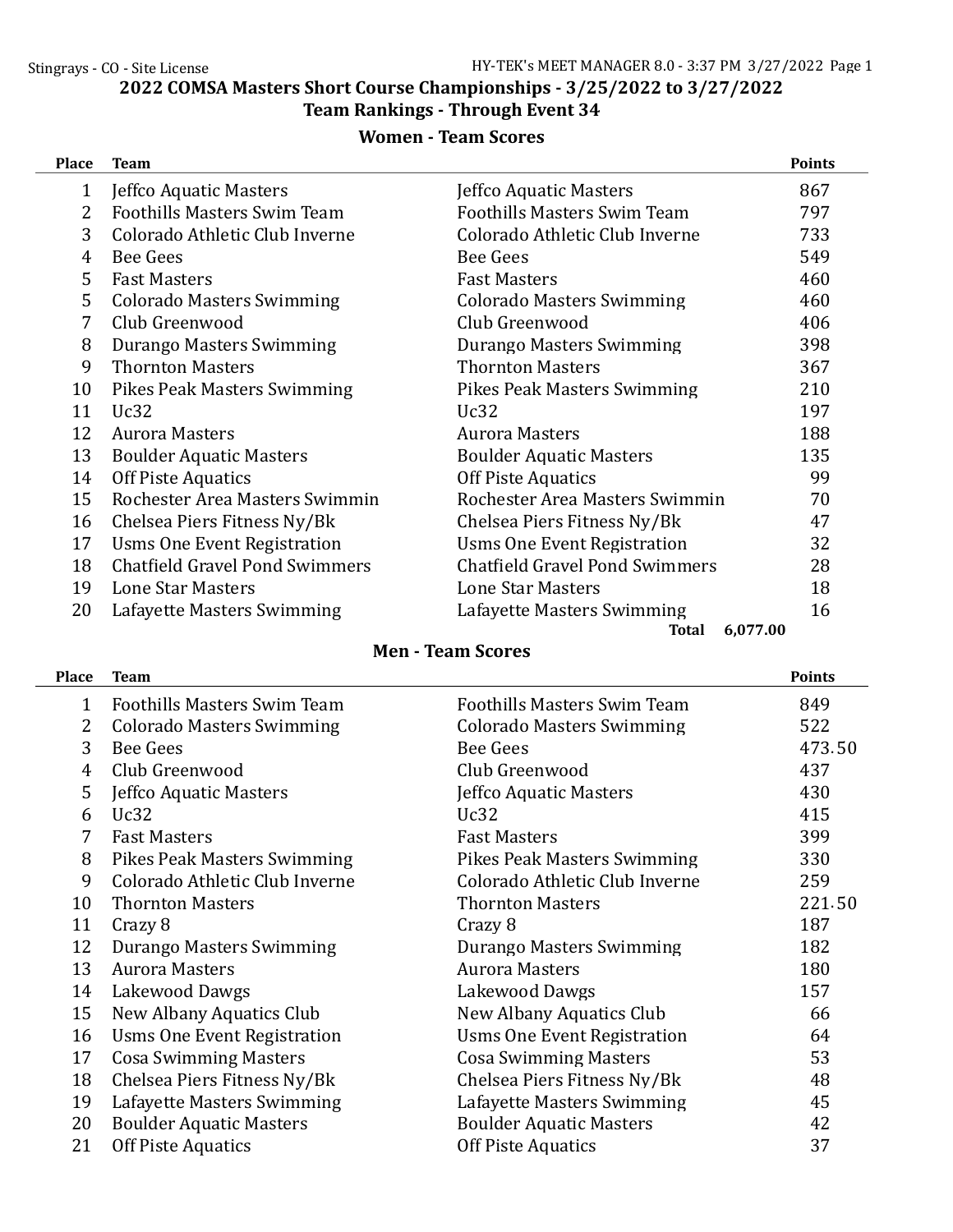## 2022 COMSA Masters Short Course Championships - 3/25/2022 to 3/27/2022

## Team Rankings - Through Event 34

### Women - Team Scores

| Place | Team | | Points |
|---|---|---|---|
| 1 | Jeffco Aquatic Masters | Jeffco Aquatic Masters | 867 |
| 2 | Foothills Masters Swim Team | Foothills Masters Swim Team | 797 |
| 3 | Colorado Athletic Club Inverne | Colorado Athletic Club Inverne | 733 |
| 4 | Bee Gees | Bee Gees | 549 |
| 5 | Fast Masters | Fast Masters | 460 |
| 5 | Colorado Masters Swimming | Colorado Masters Swimming | 460 |
| 7 | Club Greenwood | Club Greenwood | 406 |
| 8 | Durango Masters Swimming | Durango Masters Swimming | 398 |
| 9 | Thornton Masters | Thornton Masters | 367 |
| 10 | Pikes Peak Masters Swimming | Pikes Peak Masters Swimming | 210 |
| 11 | Uc32 | Uc32 | 197 |
| 12 | Aurora Masters | Aurora Masters | 188 |
| 13 | Boulder Aquatic Masters | Boulder Aquatic Masters | 135 |
| 14 | Off Piste Aquatics | Off Piste Aquatics | 99 |
| 15 | Rochester Area Masters Swimmin | Rochester Area Masters Swimmin | 70 |
| 16 | Chelsea Piers Fitness Ny/Bk | Chelsea Piers Fitness Ny/Bk | 47 |
| 17 | Usms One Event Registration | Usms One Event Registration | 32 |
| 18 | Chatfield Gravel Pond Swimmers | Chatfield Gravel Pond Swimmers | 28 |
| 19 | Lone Star Masters | Lone Star Masters | 18 |
| 20 | Lafayette Masters Swimming | Lafayette Masters Swimming | 16 |
| | | **Total** | 6,077.00 |

### Men - Team Scores

| Place | Team | | Points |
|---|---|---|---|
| 1 | Foothills Masters Swim Team | Foothills Masters Swim Team | 849 |
| 2 | Colorado Masters Swimming | Colorado Masters Swimming | 522 |
| 3 | Bee Gees | Bee Gees | 473.50 |
| 4 | Club Greenwood | Club Greenwood | 437 |
| 5 | Jeffco Aquatic Masters | Jeffco Aquatic Masters | 430 |
| 6 | Uc32 | Uc32 | 415 |
| 7 | Fast Masters | Fast Masters | 399 |
| 8 | Pikes Peak Masters Swimming | Pikes Peak Masters Swimming | 330 |
| 9 | Colorado Athletic Club Inverne | Colorado Athletic Club Inverne | 259 |
| 10 | Thornton Masters | Thornton Masters | 221.50 |
| 11 | Crazy 8 | Crazy 8 | 187 |
| 12 | Durango Masters Swimming | Durango Masters Swimming | 182 |
| 13 | Aurora Masters | Aurora Masters | 180 |
| 14 | Lakewood Dawgs | Lakewood Dawgs | 157 |
| 15 | New Albany Aquatics Club | New Albany Aquatics Club | 66 |
| 16 | Usms One Event Registration | Usms One Event Registration | 64 |
| 17 | Cosa Swimming Masters | Cosa Swimming Masters | 53 |
| 18 | Chelsea Piers Fitness Ny/Bk | Chelsea Piers Fitness Ny/Bk | 48 |
| 19 | Lafayette Masters Swimming | Lafayette Masters Swimming | 45 |
| 20 | Boulder Aquatic Masters | Boulder Aquatic Masters | 42 |
| 21 | Off Piste Aquatics | Off Piste Aquatics | 37 |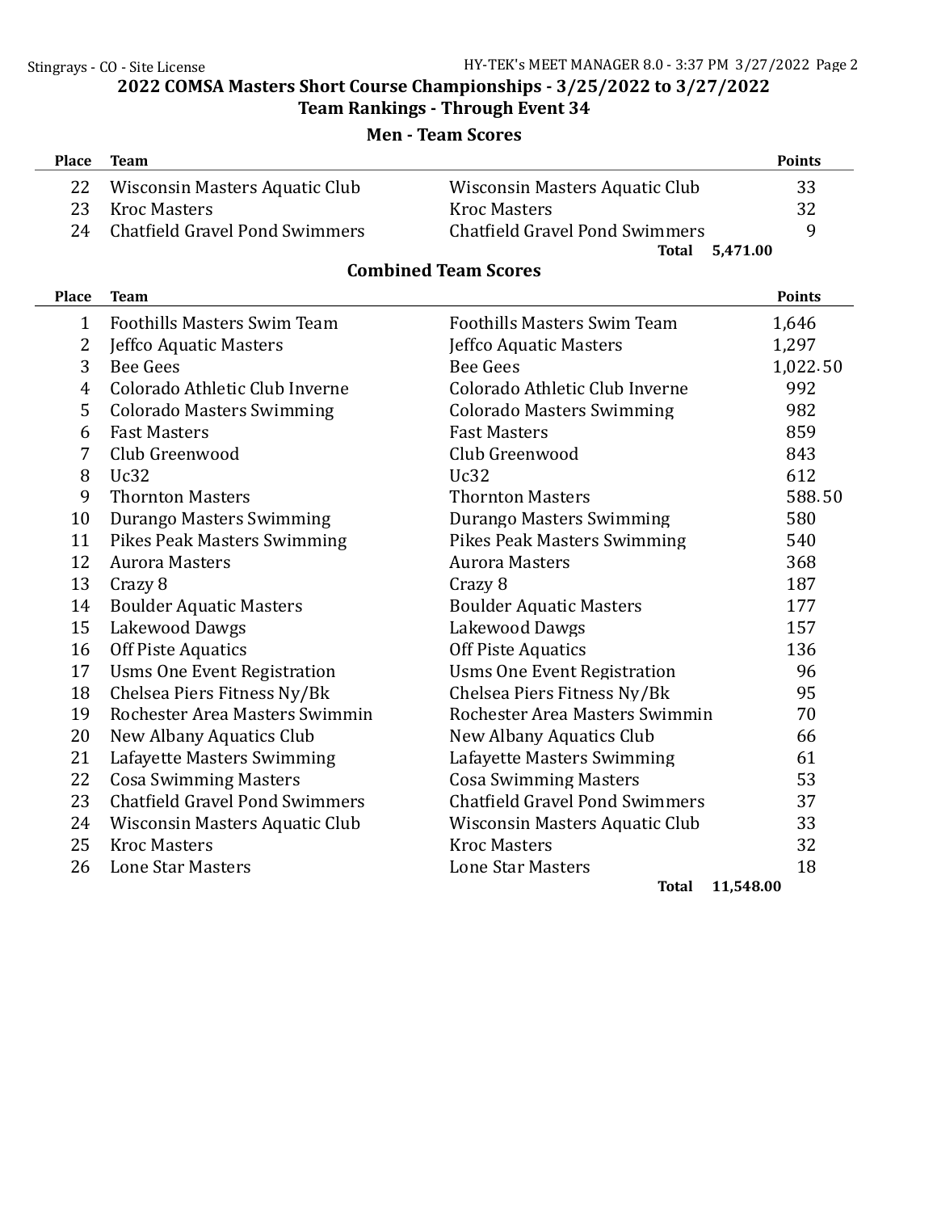## 2022 COMSA Masters Short Course Championships - 3/25/2022 to 3/27/2022

### Team Rankings - Through Event 34

#### Men - Team Scores

| Place | Team | | Points |
|---|---|---|---|
| 22 | Wisconsin Masters Aquatic Club | Wisconsin Masters Aquatic Club | 33 |
| 23 | Kroc Masters | Kroc Masters | 32 |
| 24 | Chatfield Gravel Pond Swimmers | Chatfield Gravel Pond Swimmers | 9 |
| | | **Total** | 5,471.00 |

#### Combined Team Scores

| Place | Team | | Points |
|---|---|---|---|
| 1 | Foothills Masters Swim Team | Foothills Masters Swim Team | 1,646 |
| 2 | Jeffco Aquatic Masters | Jeffco Aquatic Masters | 1,297 |
| 3 | Bee Gees | Bee Gees | 1,022.50 |
| 4 | Colorado Athletic Club Inverne | Colorado Athletic Club Inverne | 992 |
| 5 | Colorado Masters Swimming | Colorado Masters Swimming | 982 |
| 6 | Fast Masters | Fast Masters | 859 |
| 7 | Club Greenwood | Club Greenwood | 843 |
| 8 | Uc32 | Uc32 | 612 |
| 9 | Thornton Masters | Thornton Masters | 588.50 |
| 10 | Durango Masters Swimming | Durango Masters Swimming | 580 |
| 11 | Pikes Peak Masters Swimming | Pikes Peak Masters Swimming | 540 |
| 12 | Aurora Masters | Aurora Masters | 368 |
| 13 | Crazy 8 | Crazy 8 | 187 |
| 14 | Boulder Aquatic Masters | Boulder Aquatic Masters | 177 |
| 15 | Lakewood Dawgs | Lakewood Dawgs | 157 |
| 16 | Off Piste Aquatics | Off Piste Aquatics | 136 |
| 17 | Usms One Event Registration | Usms One Event Registration | 96 |
| 18 | Chelsea Piers Fitness Ny/Bk | Chelsea Piers Fitness Ny/Bk | 95 |
| 19 | Rochester Area Masters Swimmin | Rochester Area Masters Swimmin | 70 |
| 20 | New Albany Aquatics Club | New Albany Aquatics Club | 66 |
| 21 | Lafayette Masters Swimming | Lafayette Masters Swimming | 61 |
| 22 | Cosa Swimming Masters | Cosa Swimming Masters | 53 |
| 23 | Chatfield Gravel Pond Swimmers | Chatfield Gravel Pond Swimmers | 37 |
| 24 | Wisconsin Masters Aquatic Club | Wisconsin Masters Aquatic Club | 33 |
| 25 | Kroc Masters | Kroc Masters | 32 |
| 26 | Lone Star Masters | Lone Star Masters | 18 |
| | | **Total** | 11,548.00 |